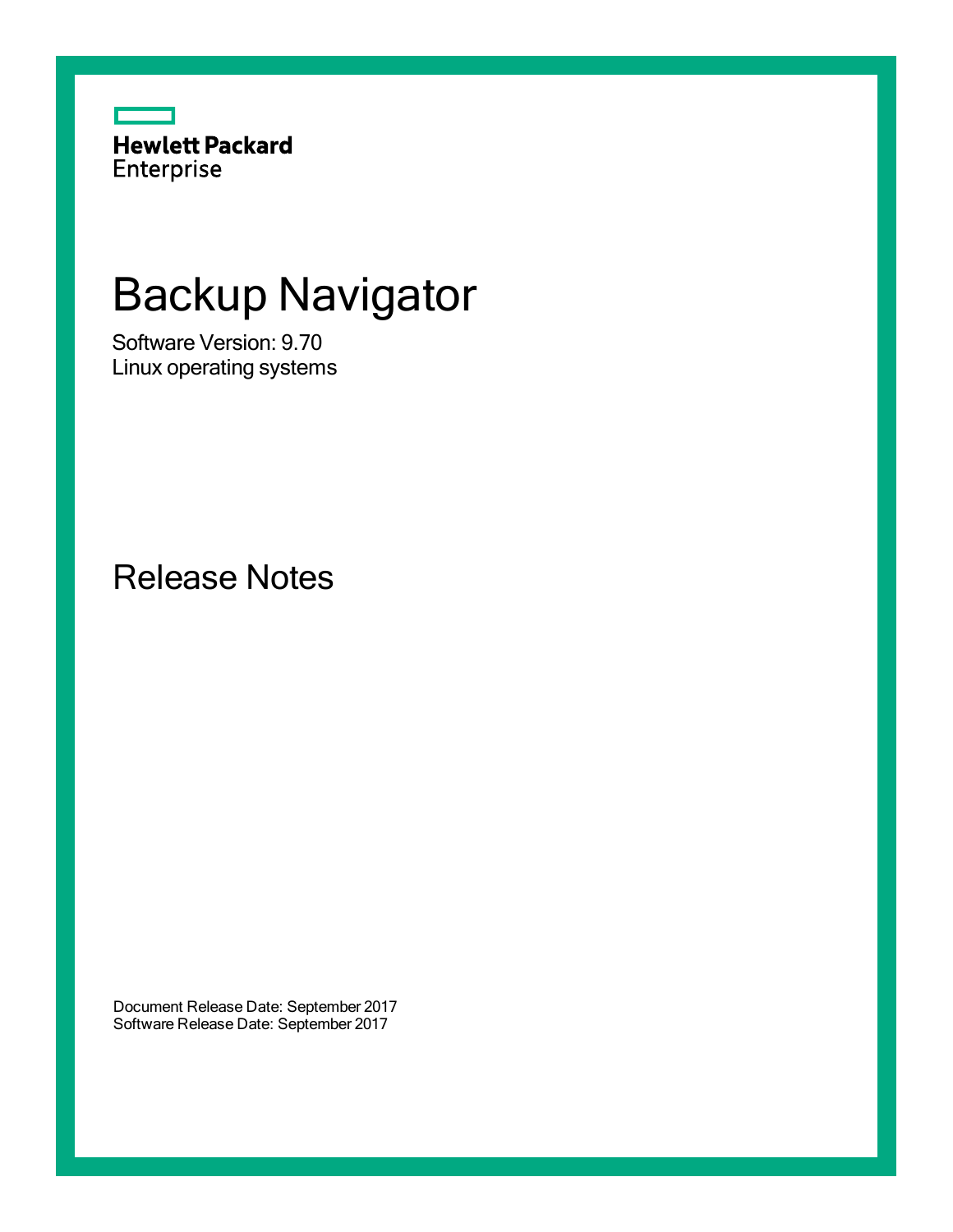Hewlett Packard
Enterprise

# Backup Navigator

Software Version: 9.70
Linux operating systems

## Release Notes

Document Release Date: September 2017
Software Release Date: September 2017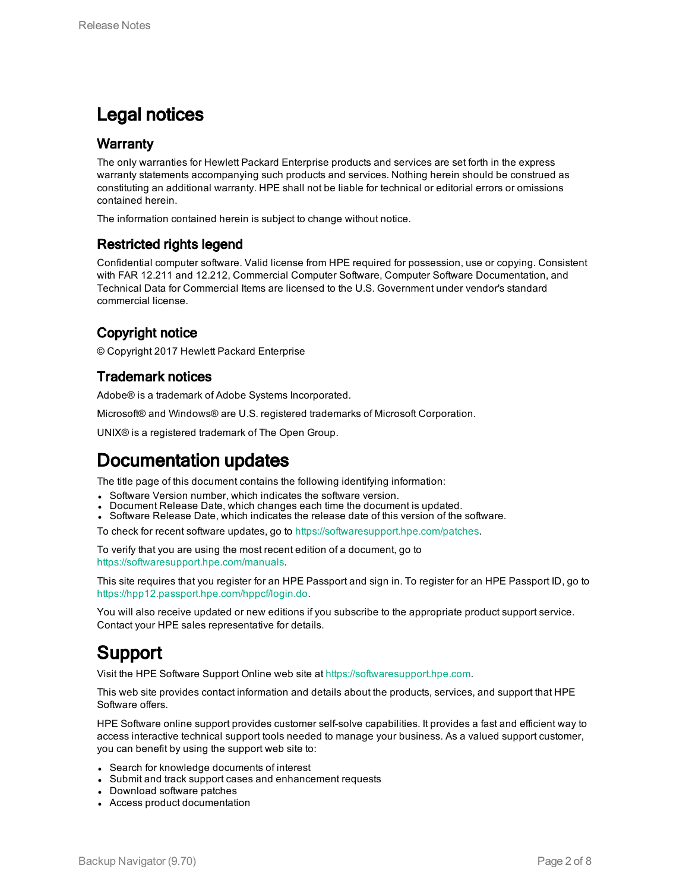# Legal notices

## Warranty

The only warranties for Hewlett Packard Enterprise products and services are set forth in the express warranty statements accompanying such products and services. Nothing herein should be construed as constituting an additional warranty. HPE shall not be liable for technical or editorial errors or omissions contained herein.

The information contained herein is subject to change without notice.

## Restricted rights legend

Confidential computer software. Valid license from HPE required for possession, use or copying. Consistent with FAR 12.211 and 12.212, Commercial Computer Software, Computer Software Documentation, and Technical Data for Commercial Items are licensed to the U.S. Government under vendor's standard commercial license.

## Copyright notice

© Copyright 2017 Hewlett Packard Enterprise

## Trademark notices

Adobe® is a trademark of Adobe Systems Incorporated.

Microsoft® and Windows® are U.S. registered trademarks of Microsoft Corporation.

UNIX® is a registered trademark of The Open Group.

# Documentation updates

The title page of this document contains the following identifying information:

- Software Version number, which indicates the software version.
- Document Release Date, which changes each time the document is updated.
- Software Release Date, which indicates the release date of this version of the software.

To check for recent software updates, go to https://softwaresupport.hpe.com/patches.

To verify that you are using the most recent edition of a document, go to https://softwaresupport.hpe.com/manuals.

This site requires that you register for an HPE Passport and sign in. To register for an HPE Passport ID, go to https://hpp12.passport.hpe.com/hppcf/login.do.

You will also receive updated or new editions if you subscribe to the appropriate product support service. Contact your HPE sales representative for details.

# Support

Visit the HPE Software Support Online web site at https://softwaresupport.hpe.com.

This web site provides contact information and details about the products, services, and support that HPE Software offers.

HPE Software online support provides customer self-solve capabilities. It provides a fast and efficient way to access interactive technical support tools needed to manage your business. As a valued support customer, you can benefit by using the support web site to:

- Search for knowledge documents of interest
- Submit and track support cases and enhancement requests
- Download software patches
- Access product documentation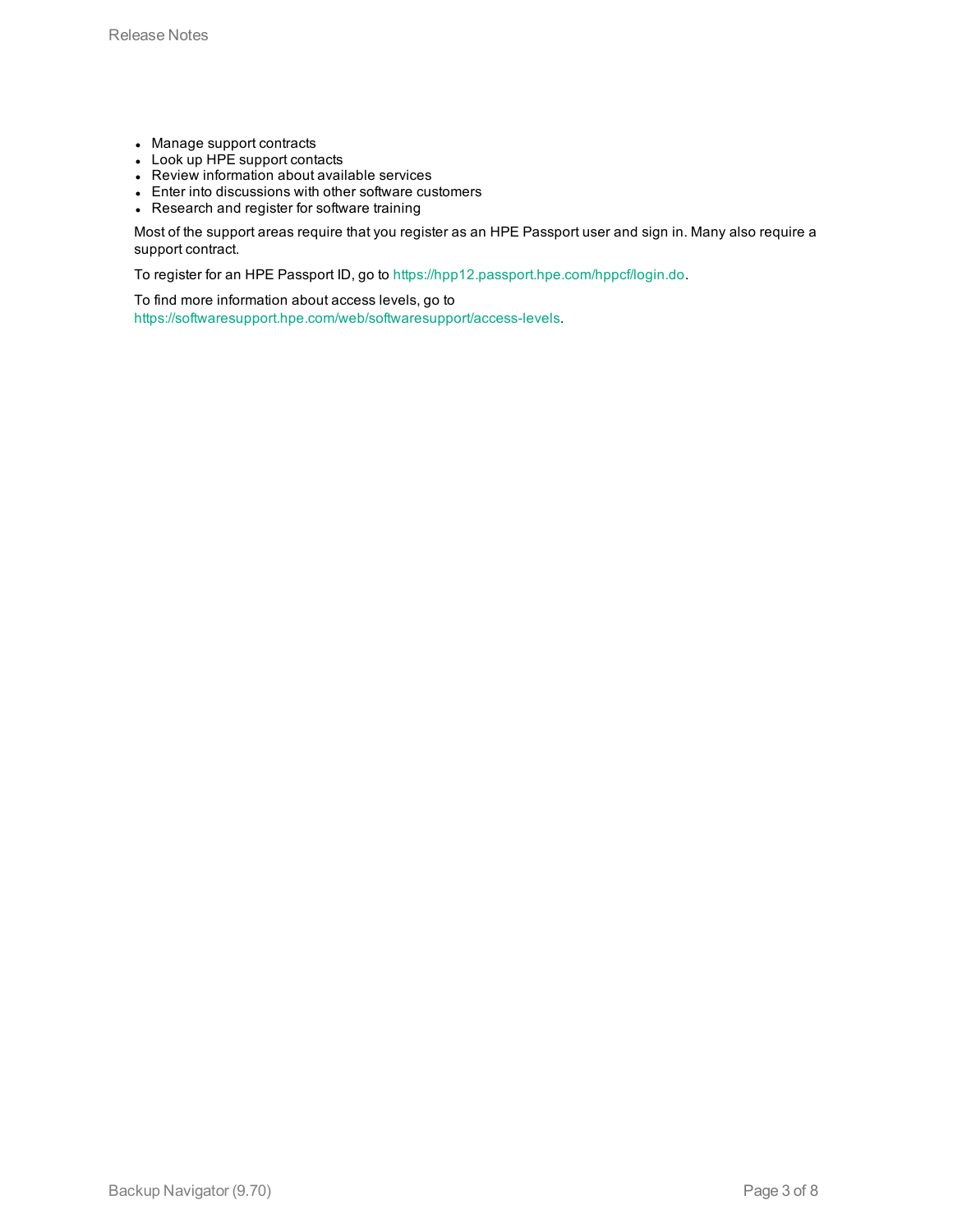- Manage support contracts
- Look up HPE support contacts
- Review information about available services
- Enter into discussions with other software customers
- Research and register for software training

Most of the support areas require that you register as an HPE Passport user and sign in. Many also require a support contract.

To register for an HPE Passport ID, go to https://hpp12.passport.hpe.com/hppcf/login.do.

To find more information about access levels, go to https://softwaresupport.hpe.com/web/softwaresupport/access-levels.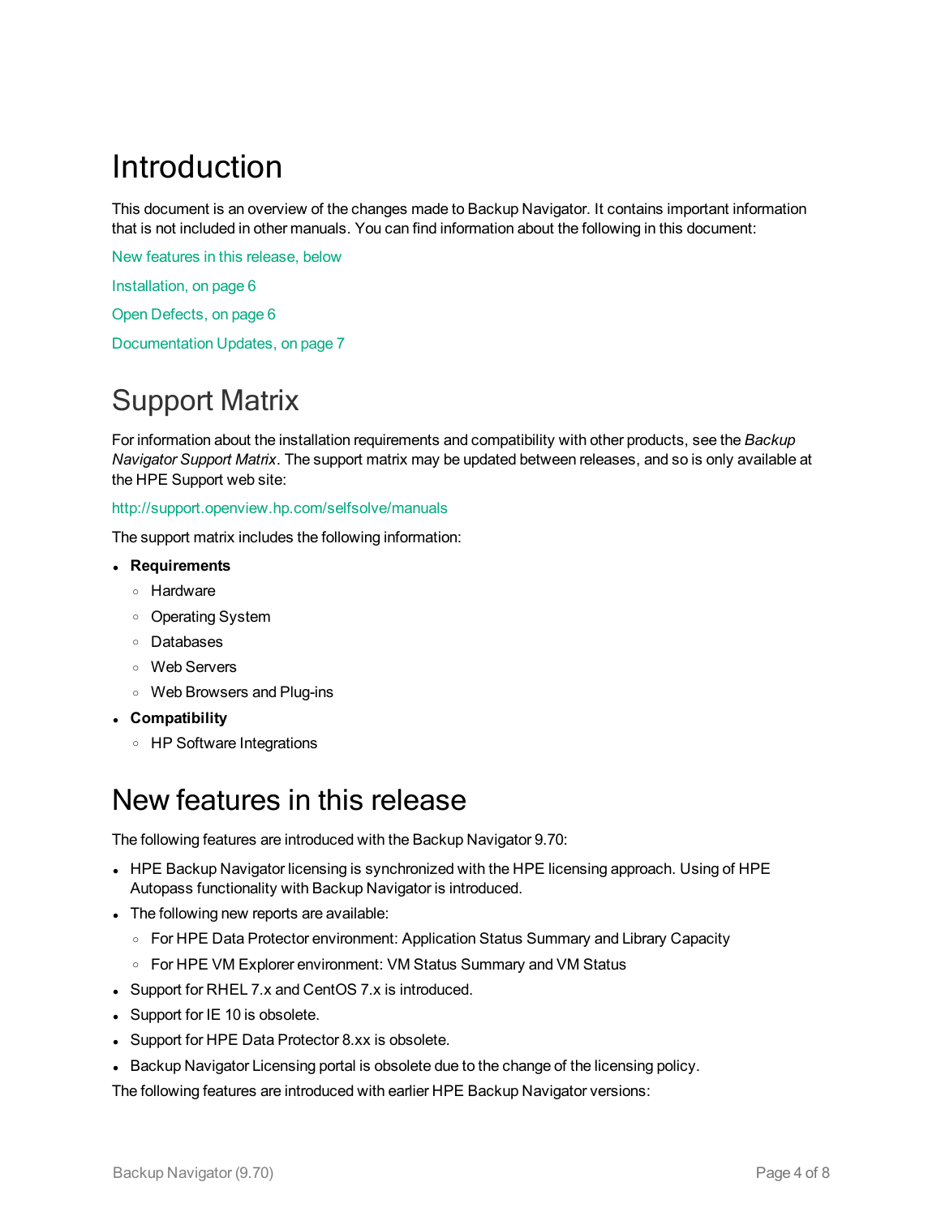# Introduction

This document is an overview of the changes made to Backup Navigator. It contains important information that is not included in other manuals. You can find information about the following in this document:

New features in this release, below

Installation, on page 6

Open Defects, on page 6

Documentation Updates, on page 7

# Support Matrix

For information about the installation requirements and compatibility with other products, see the *Backup Navigator Support Matrix*. The support matrix may be updated between releases, and so is only available at the HPE Support web site:

http://support.openview.hp.com/selfsolve/manuals

The support matrix includes the following information:

- **Requirements**
  - Hardware
  - Operating System
  - Databases
  - Web Servers
  - Web Browsers and Plug-ins
- **Compatibility**
  - HP Software Integrations

# New features in this release

The following features are introduced with the Backup Navigator 9.70:

- HPE Backup Navigator licensing is synchronized with the HPE licensing approach. Using of HPE Autopass functionality with Backup Navigator is introduced.
- The following new reports are available:
  - For HPE Data Protector environment: Application Status Summary and Library Capacity
  - For HPE VM Explorer environment: VM Status Summary and VM Status
- Support for RHEL 7.x and CentOS 7.x is introduced.
- Support for IE 10 is obsolete.
- Support for HPE Data Protector 8.xx is obsolete.
- Backup Navigator Licensing portal is obsolete due to the change of the licensing policy.

The following features are introduced with earlier HPE Backup Navigator versions: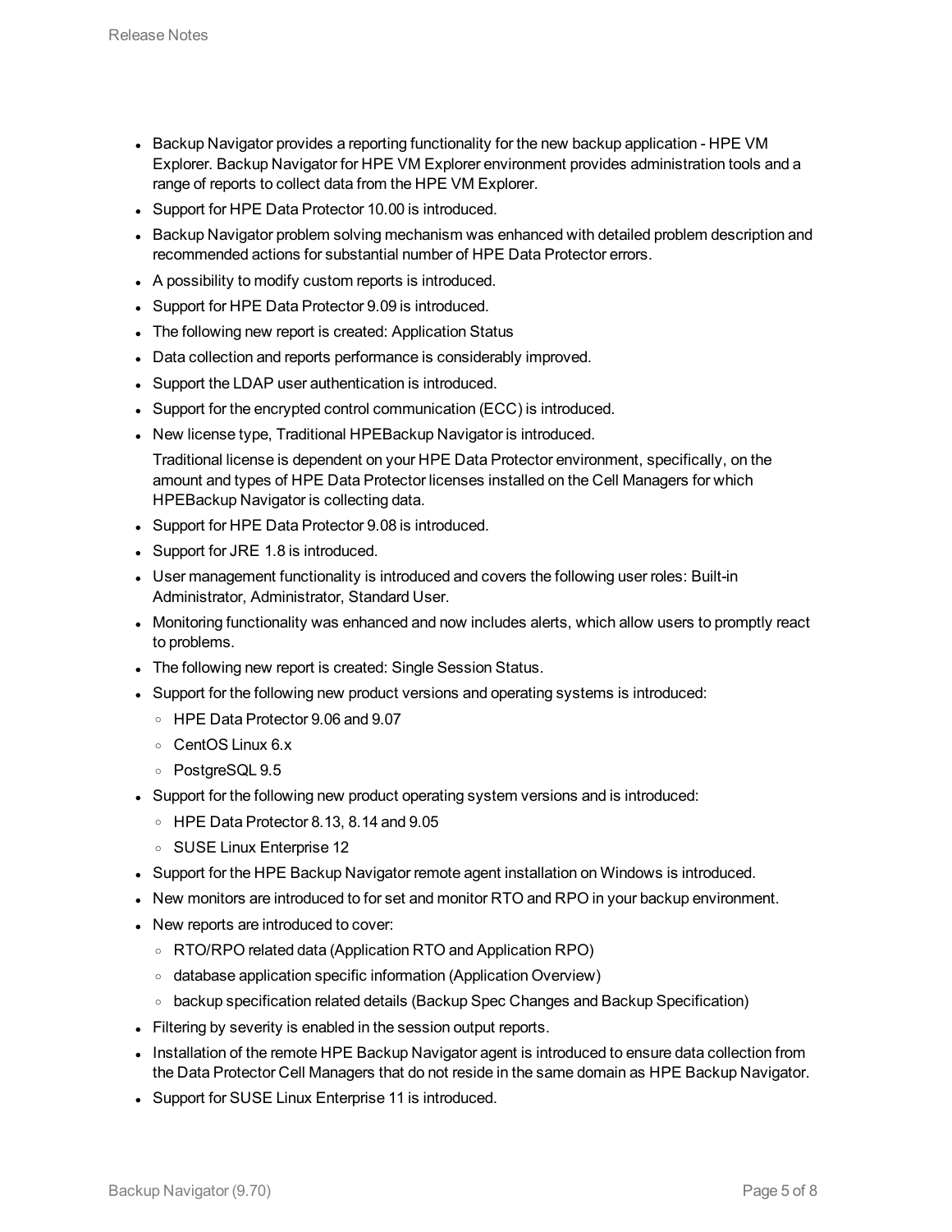- Backup Navigator provides a reporting functionality for the new backup application - HPE VM Explorer. Backup Navigator for HPE VM Explorer environment provides administration tools and a range of reports to collect data from the HPE VM Explorer.
- Support for HPE Data Protector 10.00 is introduced.
- Backup Navigator problem solving mechanism was enhanced with detailed problem description and recommended actions for substantial number of HPE Data Protector errors.
- A possibility to modify custom reports is introduced.
- Support for HPE Data Protector 9.09 is introduced.
- The following new report is created: Application Status
- Data collection and reports performance is considerably improved.
- Support the LDAP user authentication is introduced.
- Support for the encrypted control communication (ECC) is introduced.
- New license type, Traditional HPEBackup Navigator is introduced.

  Traditional license is dependent on your HPE Data Protector environment, specifically, on the amount and types of HPE Data Protector licenses installed on the Cell Managers for which HPEBackup Navigator is collecting data.
- Support for HPE Data Protector 9.08 is introduced.
- Support for JRE 1.8 is introduced.
- User management functionality is introduced and covers the following user roles: Built-in Administrator, Administrator, Standard User.
- Monitoring functionality was enhanced and now includes alerts, which allow users to promptly react to problems.
- The following new report is created: Single Session Status.
- Support for the following new product versions and operating systems is introduced:
  - HPE Data Protector 9.06 and 9.07
  - CentOS Linux 6.x
  - PostgreSQL 9.5
- Support for the following new product operating system versions and is introduced:
  - HPE Data Protector 8.13, 8.14 and 9.05
  - SUSE Linux Enterprise 12
- Support for the HPE Backup Navigator remote agent installation on Windows is introduced.
- New monitors are introduced to for set and monitor RTO and RPO in your backup environment.
- New reports are introduced to cover:
  - RTO/RPO related data (Application RTO and Application RPO)
  - database application specific information (Application Overview)
  - backup specification related details (Backup Spec Changes and Backup Specification)
- Filtering by severity is enabled in the session output reports.
- Installation of the remote HPE Backup Navigator agent is introduced to ensure data collection from the Data Protector Cell Managers that do not reside in the same domain as HPE Backup Navigator.
- Support for SUSE Linux Enterprise 11 is introduced.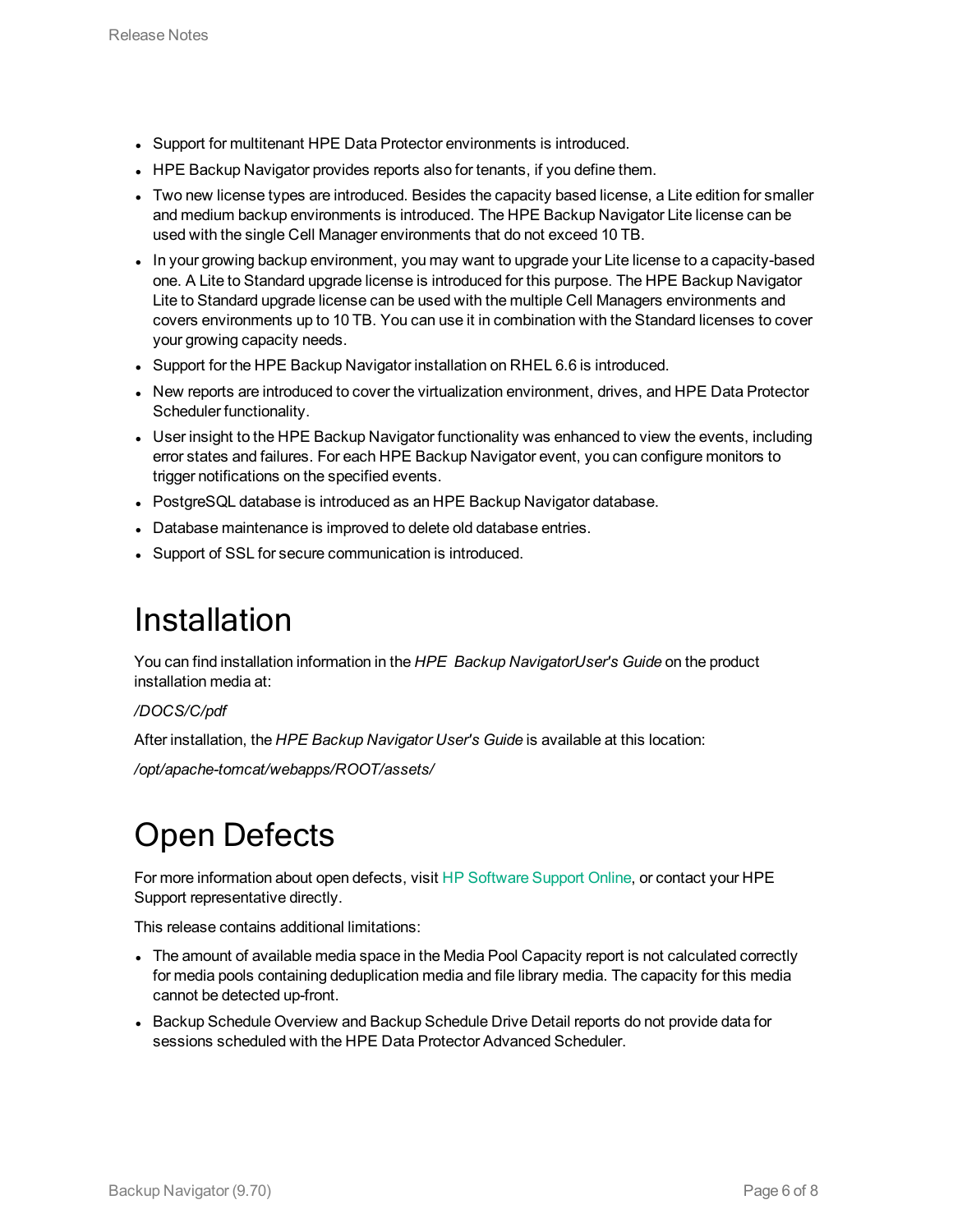- Support for multitenant HPE Data Protector environments is introduced.
- HPE Backup Navigator provides reports also for tenants, if you define them.
- Two new license types are introduced. Besides the capacity based license, a Lite edition for smaller and medium backup environments is introduced. The HPE Backup Navigator Lite license can be used with the single Cell Manager environments that do not exceed 10 TB.
- In your growing backup environment, you may want to upgrade your Lite license to a capacity-based one. A Lite to Standard upgrade license is introduced for this purpose. The HPE Backup Navigator Lite to Standard upgrade license can be used with the multiple Cell Managers environments and covers environments up to 10 TB. You can use it in combination with the Standard licenses to cover your growing capacity needs.
- Support for the HPE Backup Navigator installation on RHEL 6.6 is introduced.
- New reports are introduced to cover the virtualization environment, drives, and HPE Data Protector Scheduler functionality.
- User insight to the HPE Backup Navigator functionality was enhanced to view the events, including error states and failures. For each HPE Backup Navigator event, you can configure monitors to trigger notifications on the specified events.
- PostgreSQL database is introduced as an HPE Backup Navigator database.
- Database maintenance is improved to delete old database entries.
- Support of SSL for secure communication is introduced.

# Installation

You can find installation information in the *HPE Backup NavigatorUser's Guide* on the product installation media at:

*/DOCS/C/pdf*

After installation, the *HPE Backup Navigator User's Guide* is available at this location:

*/opt/apache-tomcat/webapps/ROOT/assets/*

# Open Defects

For more information about open defects, visit HP Software Support Online, or contact your HPE Support representative directly.

This release contains additional limitations:

- The amount of available media space in the Media Pool Capacity report is not calculated correctly for media pools containing deduplication media and file library media. The capacity for this media cannot be detected up-front.
- Backup Schedule Overview and Backup Schedule Drive Detail reports do not provide data for sessions scheduled with the HPE Data Protector Advanced Scheduler.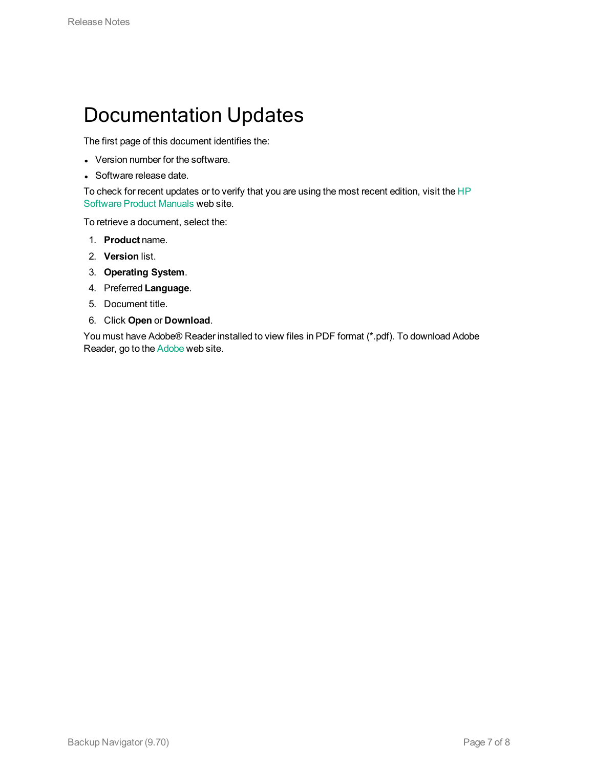# Documentation Updates

The first page of this document identifies the:

- Version number for the software.
- Software release date.

To check for recent updates or to verify that you are using the most recent edition, visit the HP Software Product Manuals web site.

To retrieve a document, select the:

1. **Product** name.
2. **Version** list.
3. **Operating System**.
4. Preferred **Language**.
5. Document title.
6. Click **Open** or **Download**.

You must have Adobe® Reader installed to view files in PDF format (*.pdf). To download Adobe Reader, go to the Adobe web site.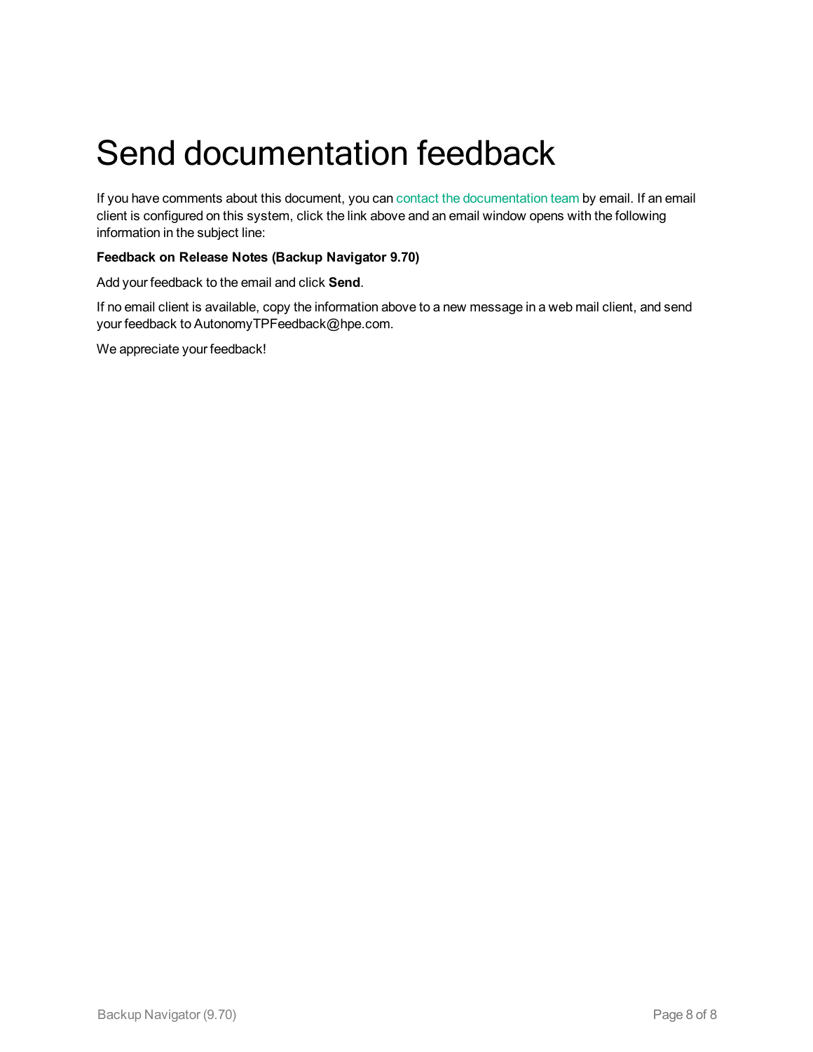# Send documentation feedback

If you have comments about this document, you can contact the documentation team by email. If an email client is configured on this system, click the link above and an email window opens with the following information in the subject line:

**Feedback on Release Notes (Backup Navigator 9.70)**

Add your feedback to the email and click **Send**.

If no email client is available, copy the information above to a new message in a web mail client, and send your feedback to AutonomyTPFeedback@hpe.com.

We appreciate your feedback!